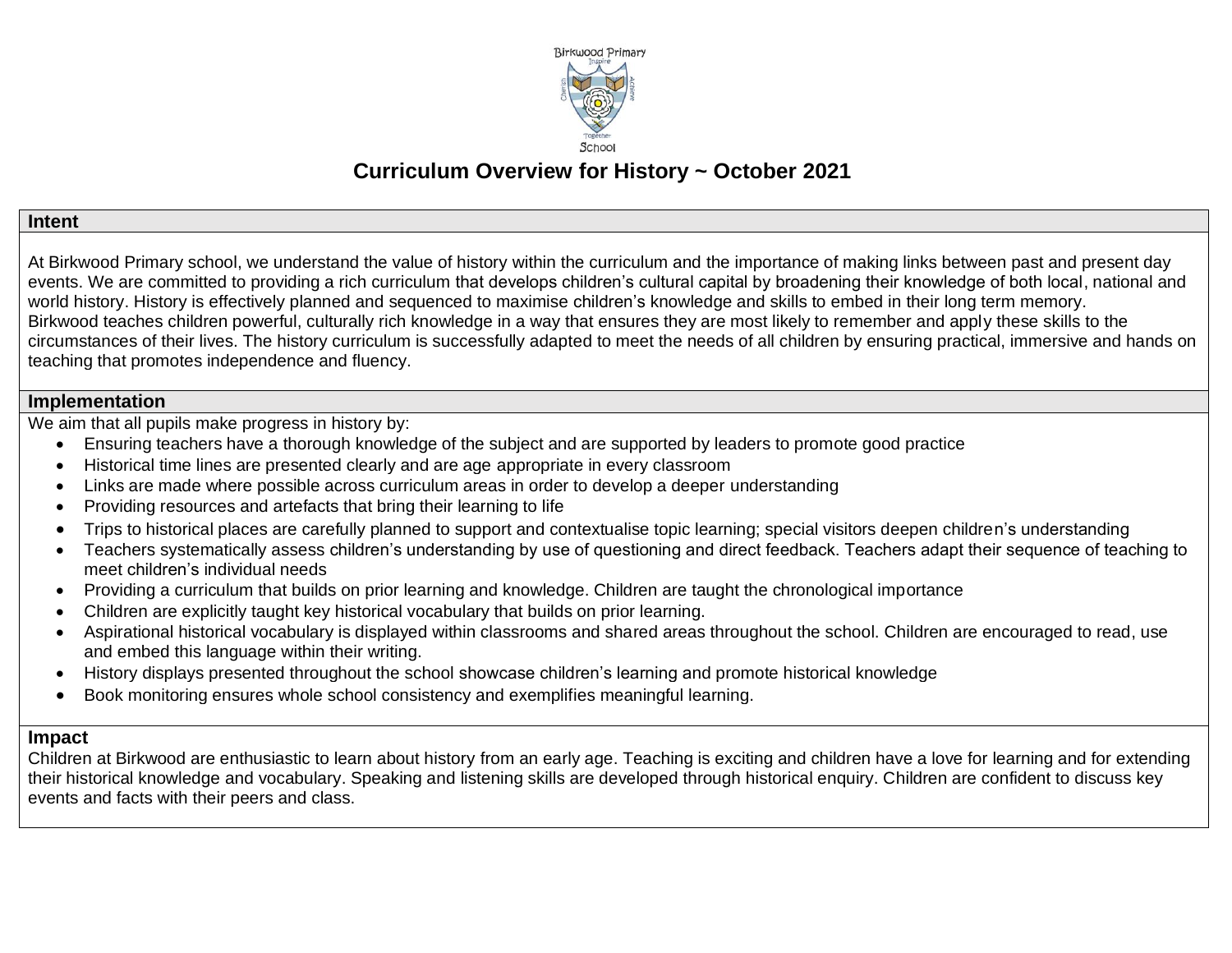# Curriculum Overview for History ~ October 2021

## Intent

At Birkwood Primary school, we understand the value of history within the curriculum and the importance of making links between past and present day events. We are committed to providing a rich curriculum that develops children's cultural capital by broadening their knowledge of both local, national and world history. History is effectively planned and sequenced to maximise children's knowledge and skills to embed in their long term memory.
Birkwood teaches children powerful, culturally rich knowledge in a way that ensures they are most likely to remember and apply these skills to the circumstances of their lives. The history curriculum is successfully adapted to meet the needs of all children by ensuring practical, immersive and hands on teaching that promotes independence and fluency.

## Implementation

We aim that all pupils make progress in history by:

- Ensuring teachers have a thorough knowledge of the subject and are supported by leaders to promote good practice
- Historical time lines are presented clearly and are age appropriate in every classroom
- Links are made where possible across curriculum areas in order to develop a deeper understanding
- Providing resources and artefacts that bring their learning to life
- Trips to historical places are carefully planned to support and contextualise topic learning; special visitors deepen children's understanding
- Teachers systematically assess children's understanding by use of questioning and direct feedback. Teachers adapt their sequence of teaching to meet children's individual needs
- Providing a curriculum that builds on prior learning and knowledge. Children are taught the chronological importance
- Children are explicitly taught key historical vocabulary that builds on prior learning.
- Aspirational historical vocabulary is displayed within classrooms and shared areas throughout the school. Children are encouraged to read, use and embed this language within their writing.
- History displays presented throughout the school showcase children's learning and promote historical knowledge
- Book monitoring ensures whole school consistency and exemplifies meaningful learning.

## Impact

Children at Birkwood are enthusiastic to learn about history from an early age. Teaching is exciting and children have a love for learning and for extending their historical knowledge and vocabulary. Speaking and listening skills are developed through historical enquiry. Children are confident to discuss key events and facts with their peers and class.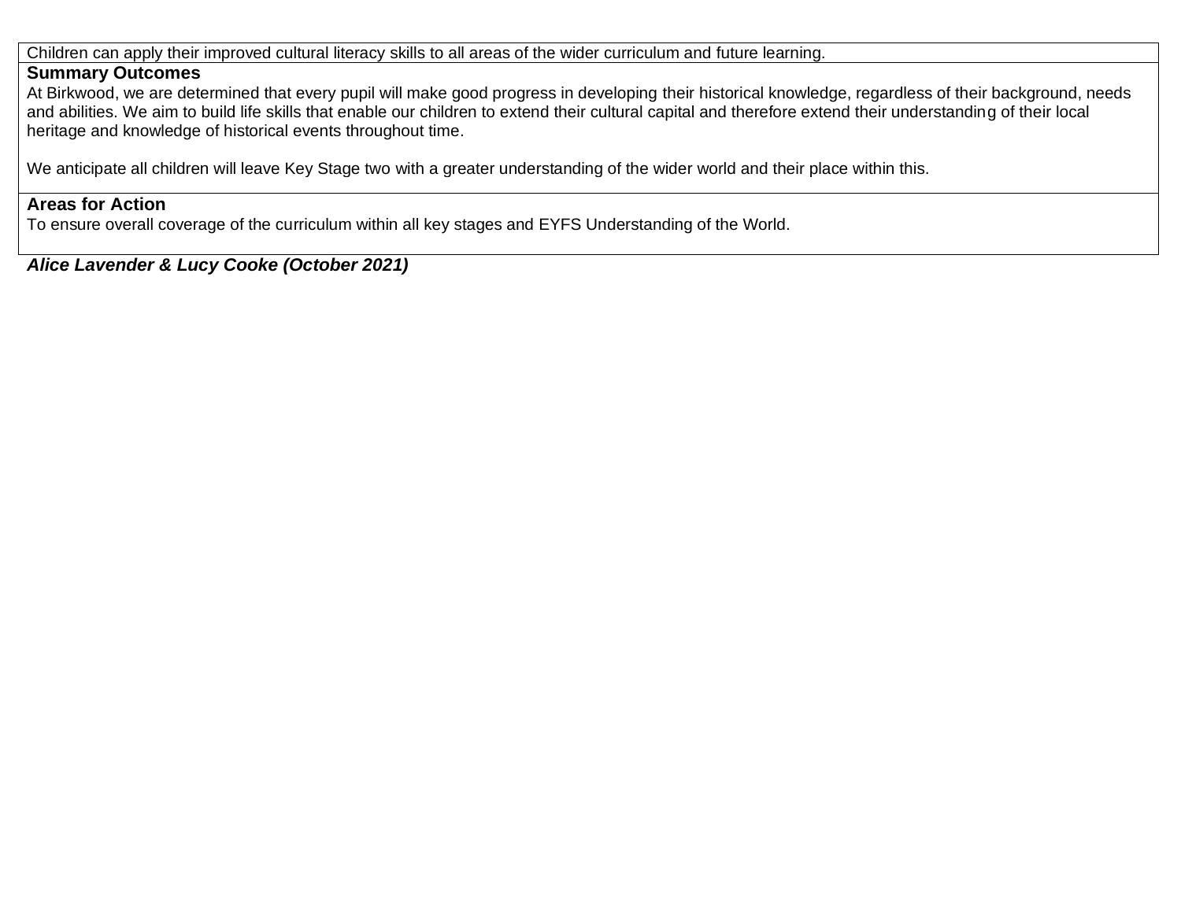Children can apply their improved cultural literacy skills to all areas of the wider curriculum and future learning.

**Summary Outcomes**

At Birkwood, we are determined that every pupil will make good progress in developing their historical knowledge, regardless of their background, needs and abilities. We aim to build life skills that enable our children to extend their cultural capital and therefore extend their understanding of their local heritage and knowledge of historical events throughout time.

We anticipate all children will leave Key Stage two with a greater understanding of the wider world and their place within this.

**Areas for Action**

To ensure overall coverage of the curriculum within all key stages and EYFS Understanding of the World.

***Alice Lavender & Lucy Cooke (October 2021)***